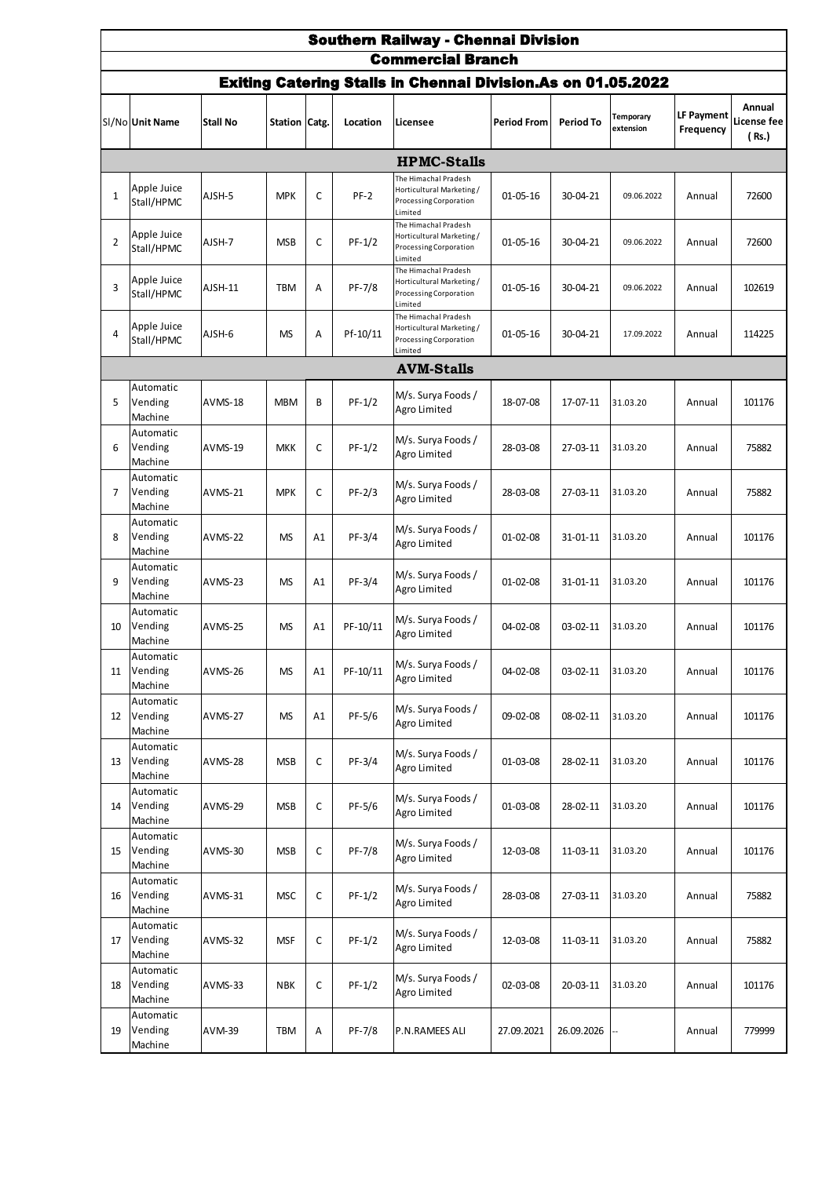# Southern Railway - Chennai Division

## Commercial Branch

### Exiting Catering Stalls in Chennai Division.As on 01.05.2022

| Sl/No | Unit Name | Stall No | Station | Catg. | Location | Licensee | Period From | Period To | Temporary extension | LF Payment Frequency | Annual License fee ( Rs.) |
|---|---|---|---|---|---|---|---|---|---|---|---|
| **HPMC-Stalls** | | | | | | | | | | | |
| 1 | Apple Juice Stall/HPMC | AJSH-5 | MPK | C | PF-2 | The Himachal Pradesh Horticultural Marketing / Processing Corporation Limited | 01-05-16 | 30-04-21 | 09.06.2022 | Annual | 72600 |
| 2 | Apple Juice Stall/HPMC | AJSH-7 | MSB | C | PF-1/2 | The Himachal Pradesh Horticultural Marketing / Processing Corporation Limited | 01-05-16 | 30-04-21 | 09.06.2022 | Annual | 72600 |
| 3 | Apple Juice Stall/HPMC | AJSH-11 | TBM | A | PF-7/8 | The Himachal Pradesh Horticultural Marketing / Processing Corporation Limited | 01-05-16 | 30-04-21 | 09.06.2022 | Annual | 102619 |
| 4 | Apple Juice Stall/HPMC | AJSH-6 | MS | A | Pf-10/11 | The Himachal Pradesh Horticultural Marketing / Processing Corporation Limited | 01-05-16 | 30-04-21 | 17.09.2022 | Annual | 114225 |
| **AVM-Stalls** | | | | | | | | | | | |
| 5 | Automatic Vending Machine | AVMS-18 | MBM | B | PF-1/2 | M/s. Surya Foods / Agro Limited | 18-07-08 | 17-07-11 | 31.03.20 | Annual | 101176 |
| 6 | Automatic Vending Machine | AVMS-19 | MKK | C | PF-1/2 | M/s. Surya Foods / Agro Limited | 28-03-08 | 27-03-11 | 31.03.20 | Annual | 75882 |
| 7 | Automatic Vending Machine | AVMS-21 | MPK | C | PF-2/3 | M/s. Surya Foods / Agro Limited | 28-03-08 | 27-03-11 | 31.03.20 | Annual | 75882 |
| 8 | Automatic Vending Machine | AVMS-22 | MS | A1 | PF-3/4 | M/s. Surya Foods / Agro Limited | 01-02-08 | 31-01-11 | 31.03.20 | Annual | 101176 |
| 9 | Automatic Vending Machine | AVMS-23 | MS | A1 | PF-3/4 | M/s. Surya Foods / Agro Limited | 01-02-08 | 31-01-11 | 31.03.20 | Annual | 101176 |
| 10 | Automatic Vending Machine | AVMS-25 | MS | A1 | PF-10/11 | M/s. Surya Foods / Agro Limited | 04-02-08 | 03-02-11 | 31.03.20 | Annual | 101176 |
| 11 | Automatic Vending Machine | AVMS-26 | MS | A1 | PF-10/11 | M/s. Surya Foods / Agro Limited | 04-02-08 | 03-02-11 | 31.03.20 | Annual | 101176 |
| 12 | Automatic Vending Machine | AVMS-27 | MS | A1 | PF-5/6 | M/s. Surya Foods / Agro Limited | 09-02-08 | 08-02-11 | 31.03.20 | Annual | 101176 |
| 13 | Automatic Vending Machine | AVMS-28 | MSB | C | PF-3/4 | M/s. Surya Foods / Agro Limited | 01-03-08 | 28-02-11 | 31.03.20 | Annual | 101176 |
| 14 | Automatic Vending Machine | AVMS-29 | MSB | C | PF-5/6 | M/s. Surya Foods / Agro Limited | 01-03-08 | 28-02-11 | 31.03.20 | Annual | 101176 |
| 15 | Automatic Vending Machine | AVMS-30 | MSB | C | PF-7/8 | M/s. Surya Foods / Agro Limited | 12-03-08 | 11-03-11 | 31.03.20 | Annual | 101176 |
| 16 | Automatic Vending Machine | AVMS-31 | MSC | C | PF-1/2 | M/s. Surya Foods / Agro Limited | 28-03-08 | 27-03-11 | 31.03.20 | Annual | 75882 |
| 17 | Automatic Vending Machine | AVMS-32 | MSF | C | PF-1/2 | M/s. Surya Foods / Agro Limited | 12-03-08 | 11-03-11 | 31.03.20 | Annual | 75882 |
| 18 | Automatic Vending Machine | AVMS-33 | NBK | C | PF-1/2 | M/s. Surya Foods / Agro Limited | 02-03-08 | 20-03-11 | 31.03.20 | Annual | 101176 |
| 19 | Automatic Vending Machine | AVM-39 | TBM | A | PF-7/8 | P.N.RAMEES ALI | 27.09.2021 | 26.09.2026 | -- | Annual | 779999 |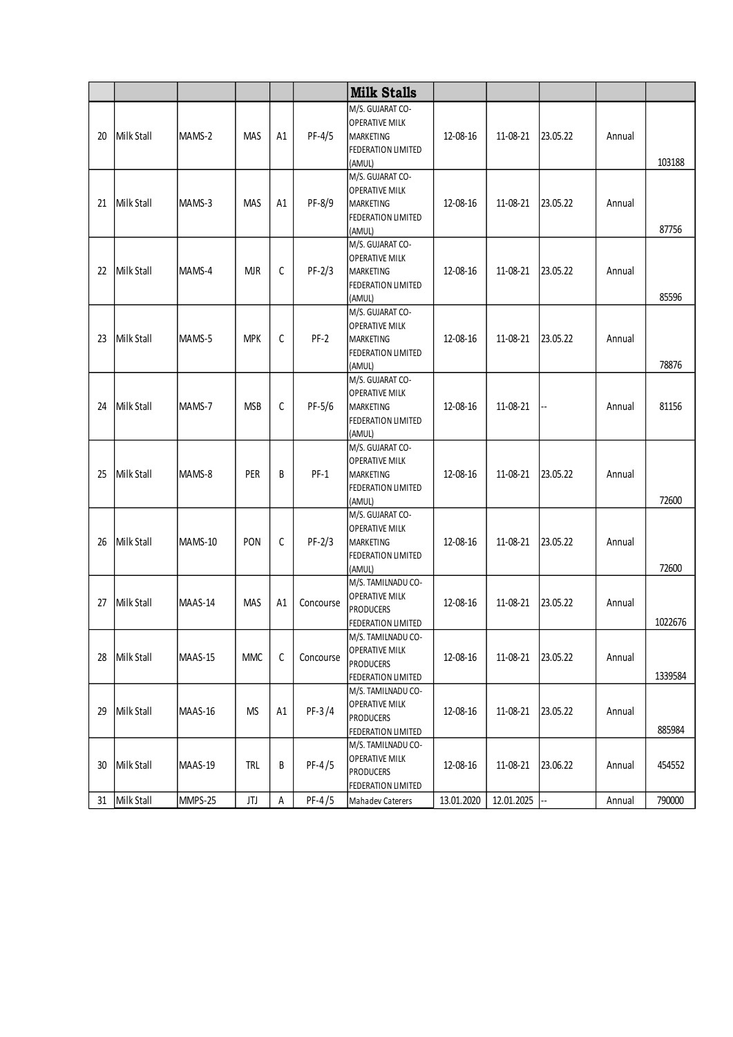|  |  |  |  |  |  | **Milk Stalls** |  |  |  |  |  |
|---|---|---|---|---|---|---|---|---|---|---|---|
| 20 | Milk Stall | MAMS-2 | MAS | A1 | PF-4/5 | M/S. GUJARAT CO-OPERATIVE MILK MARKETING FEDERATION LIMITED (AMUL) | 12-08-16 | 11-08-21 | 23.05.22 | Annual | 103188 |
| 21 | Milk Stall | MAMS-3 | MAS | A1 | PF-8/9 | M/S. GUJARAT CO-OPERATIVE MILK MARKETING FEDERATION LIMITED (AMUL) | 12-08-16 | 11-08-21 | 23.05.22 | Annual | 87756 |
| 22 | Milk Stall | MAMS-4 | MJR | C | PF-2/3 | M/S. GUJARAT CO-OPERATIVE MILK MARKETING FEDERATION LIMITED (AMUL) | 12-08-16 | 11-08-21 | 23.05.22 | Annual | 85596 |
| 23 | Milk Stall | MAMS-5 | MPK | C | PF-2 | M/S. GUJARAT CO-OPERATIVE MILK MARKETING FEDERATION LIMITED (AMUL) | 12-08-16 | 11-08-21 | 23.05.22 | Annual | 78876 |
| 24 | Milk Stall | MAMS-7 | MSB | C | PF-5/6 | M/S. GUJARAT CO-OPERATIVE MILK MARKETING FEDERATION LIMITED (AMUL) | 12-08-16 | 11-08-21 | -- | Annual | 81156 |
| 25 | Milk Stall | MAMS-8 | PER | B | PF-1 | M/S. GUJARAT CO-OPERATIVE MILK MARKETING FEDERATION LIMITED (AMUL) | 12-08-16 | 11-08-21 | 23.05.22 | Annual | 72600 |
| 26 | Milk Stall | MAMS-10 | PON | C | PF-2/3 | M/S. GUJARAT CO-OPERATIVE MILK MARKETING FEDERATION LIMITED (AMUL) | 12-08-16 | 11-08-21 | 23.05.22 | Annual | 72600 |
| 27 | Milk Stall | MAAS-14 | MAS | A1 | Concourse | M/S. TAMILNADU CO-OPERATIVE MILK PRODUCERS FEDERATION LIMITED | 12-08-16 | 11-08-21 | 23.05.22 | Annual | 1022676 |
| 28 | Milk Stall | MAAS-15 | MMC | C | Concourse | M/S. TAMILNADU CO-OPERATIVE MILK PRODUCERS FEDERATION LIMITED | 12-08-16 | 11-08-21 | 23.05.22 | Annual | 1339584 |
| 29 | Milk Stall | MAAS-16 | MS | A1 | PF-3/4 | M/S. TAMILNADU CO-OPERATIVE MILK PRODUCERS FEDERATION LIMITED | 12-08-16 | 11-08-21 | 23.05.22 | Annual | 885984 |
| 30 | Milk Stall | MAAS-19 | TRL | B | PF-4/5 | M/S. TAMILNADU CO-OPERATIVE MILK PRODUCERS FEDERATION LIMITED | 12-08-16 | 11-08-21 | 23.06.22 | Annual | 454552 |
| 31 | Milk Stall | MMPS-25 | JTJ | A | PF-4/5 | Mahadev Caterers | 13.01.2020 | 12.01.2025 | -- | Annual | 790000 |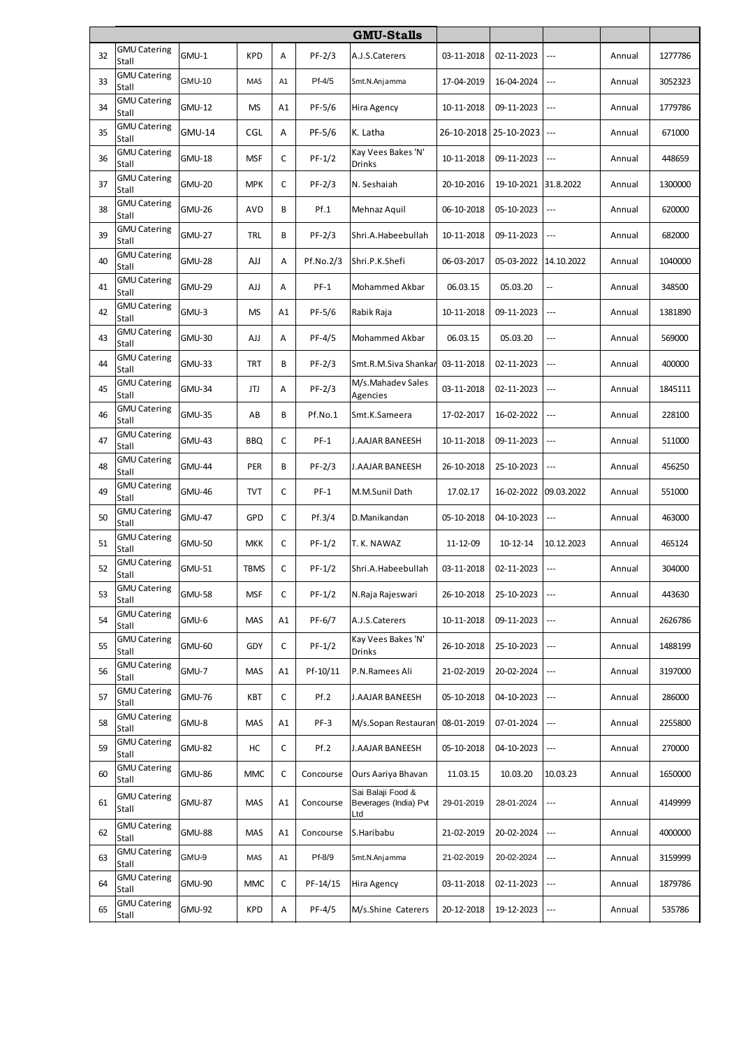| | | | | | | GMU-Stalls | | | | | |
|---|---|---|---|---|---|---|---|---|---|---|---|
| 32 | GMU Catering Stall | GMU-1 | KPD | A | PF-2/3 | A.J.S.Caterers | 03-11-2018 | 02-11-2023 | --- | Annual | 1277786 |
| 33 | GMU Catering Stall | GMU-10 | MAS | A1 | Pf-4/5 | Smt.N.Anjamma | 17-04-2019 | 16-04-2024 | --- | Annual | 3052323 |
| 34 | GMU Catering Stall | GMU-12 | MS | A1 | PF-5/6 | Hira Agency | 10-11-2018 | 09-11-2023 | --- | Annual | 1779786 |
| 35 | GMU Catering Stall | GMU-14 | CGL | A | PF-5/6 | K. Latha | 26-10-2018 | 25-10-2023 | --- | Annual | 671000 |
| 36 | GMU Catering Stall | GMU-18 | MSF | C | PF-1/2 | Kay Vees Bakes 'N' Drinks | 10-11-2018 | 09-11-2023 | --- | Annual | 448659 |
| 37 | GMU Catering Stall | GMU-20 | MPK | C | PF-2/3 | N. Seshaiah | 20-10-2016 | 19-10-2021 | 31.8.2022 | Annual | 1300000 |
| 38 | GMU Catering Stall | GMU-26 | AVD | B | Pf.1 | Mehnaz Aquil | 06-10-2018 | 05-10-2023 | --- | Annual | 620000 |
| 39 | GMU Catering Stall | GMU-27 | TRL | B | PF-2/3 | Shri.A.Habeebullah | 10-11-2018 | 09-11-2023 | --- | Annual | 682000 |
| 40 | GMU Catering Stall | GMU-28 | AJJ | A | Pf.No.2/3 | Shri.P.K.Shefi | 06-03-2017 | 05-03-2022 | 14.10.2022 | Annual | 1040000 |
| 41 | GMU Catering Stall | GMU-29 | AJJ | A | PF-1 | Mohammed Akbar | 06.03.15 | 05.03.20 | -- | Annual | 348500 |
| 42 | GMU Catering Stall | GMU-3 | MS | A1 | PF-5/6 | Rabik Raja | 10-11-2018 | 09-11-2023 | --- | Annual | 1381890 |
| 43 | GMU Catering Stall | GMU-30 | AJJ | A | PF-4/5 | Mohammed Akbar | 06.03.15 | 05.03.20 | --- | Annual | 569000 |
| 44 | GMU Catering Stall | GMU-33 | TRT | B | PF-2/3 | Smt.R.M.Siva Shankar | 03-11-2018 | 02-11-2023 | --- | Annual | 400000 |
| 45 | GMU Catering Stall | GMU-34 | JTJ | A | PF-2/3 | M/s.Mahadev Sales Agencies | 03-11-2018 | 02-11-2023 | --- | Annual | 1845111 |
| 46 | GMU Catering Stall | GMU-35 | AB | B | Pf.No.1 | Smt.K.Sameera | 17-02-2017 | 16-02-2022 | --- | Annual | 228100 |
| 47 | GMU Catering Stall | GMU-43 | BBQ | C | PF-1 | J.AAJAR BANEESH | 10-11-2018 | 09-11-2023 | --- | Annual | 511000 |
| 48 | GMU Catering Stall | GMU-44 | PER | B | PF-2/3 | J.AAJAR BANEESH | 26-10-2018 | 25-10-2023 | --- | Annual | 456250 |
| 49 | GMU Catering Stall | GMU-46 | TVT | C | PF-1 | M.M.Sunil Dath | 17.02.17 | 16-02-2022 | 09.03.2022 | Annual | 551000 |
| 50 | GMU Catering Stall | GMU-47 | GPD | C | Pf.3/4 | D.Manikandan | 05-10-2018 | 04-10-2023 | --- | Annual | 463000 |
| 51 | GMU Catering Stall | GMU-50 | MKK | C | PF-1/2 | T. K. NAWAZ | 11-12-09 | 10-12-14 | 10.12.2023 | Annual | 465124 |
| 52 | GMU Catering Stall | GMU-51 | TBMS | C | PF-1/2 | Shri.A.Habeebullah | 03-11-2018 | 02-11-2023 | --- | Annual | 304000 |
| 53 | GMU Catering Stall | GMU-58 | MSF | C | PF-1/2 | N.Raja Rajeswari | 26-10-2018 | 25-10-2023 | --- | Annual | 443630 |
| 54 | GMU Catering Stall | GMU-6 | MAS | A1 | PF-6/7 | A.J.S.Caterers | 10-11-2018 | 09-11-2023 | --- | Annual | 2626786 |
| 55 | GMU Catering Stall | GMU-60 | GDY | C | PF-1/2 | Kay Vees Bakes 'N' Drinks | 26-10-2018 | 25-10-2023 | --- | Annual | 1488199 |
| 56 | GMU Catering Stall | GMU-7 | MAS | A1 | Pf-10/11 | P.N.Ramees Ali | 21-02-2019 | 20-02-2024 | --- | Annual | 3197000 |
| 57 | GMU Catering Stall | GMU-76 | KBT | C | Pf.2 | J.AAJAR BANEESH | 05-10-2018 | 04-10-2023 | --- | Annual | 286000 |
| 58 | GMU Catering Stall | GMU-8 | MAS | A1 | PF-3 | M/s.Sopan Restaurant | 08-01-2019 | 07-01-2024 | --- | Annual | 2255800 |
| 59 | GMU Catering Stall | GMU-82 | HC | C | Pf.2 | J.AAJAR BANEESH | 05-10-2018 | 04-10-2023 | --- | Annual | 270000 |
| 60 | GMU Catering Stall | GMU-86 | MMC | C | Concourse | Ours Aariya Bhavan | 11.03.15 | 10.03.20 | 10.03.23 | Annual | 1650000 |
| 61 | GMU Catering Stall | GMU-87 | MAS | A1 | Concourse | Sai Balaji Food & Beverages (India) Pvt Ltd | 29-01-2019 | 28-01-2024 | --- | Annual | 4149999 |
| 62 | GMU Catering Stall | GMU-88 | MAS | A1 | Concourse | S.Haribabu | 21-02-2019 | 20-02-2024 | --- | Annual | 4000000 |
| 63 | GMU Catering Stall | GMU-9 | MAS | A1 | Pf-8/9 | Smt.N.Anjamma | 21-02-2019 | 20-02-2024 | --- | Annual | 3159999 |
| 64 | GMU Catering Stall | GMU-90 | MMC | C | PF-14/15 | Hira Agency | 03-11-2018 | 02-11-2023 | --- | Annual | 1879786 |
| 65 | GMU Catering Stall | GMU-92 | KPD | A | PF-4/5 | M/s.Shine Caterers | 20-12-2018 | 19-12-2023 | --- | Annual | 535786 |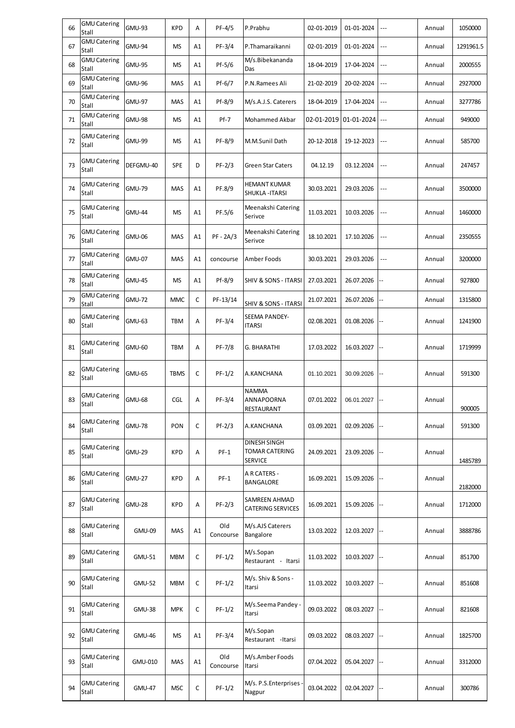| | | | | | | | | | | | |
|---|---|---|---|---|---|---|---|---|---|---|---|
| 66 | GMU Catering Stall | GMU-93 | KPD | A | PF-4/5 | P.Prabhu | 02-01-2019 | 01-01-2024 | --- | Annual | 1050000 |
| 67 | GMU Catering Stall | GMU-94 | MS | A1 | PF-3/4 | P.Thamaraikanni | 02-01-2019 | 01-01-2024 | --- | Annual | 1291961.5 |
| 68 | GMU Catering Stall | GMU-95 | MS | A1 | Pf-5/6 | M/s.Bibekananda Das | 18-04-2019 | 17-04-2024 | --- | Annual | 2000555 |
| 69 | GMU Catering Stall | GMU-96 | MAS | A1 | Pf-6/7 | P.N.Ramees Ali | 21-02-2019 | 20-02-2024 | --- | Annual | 2927000 |
| 70 | GMU Catering Stall | GMU-97 | MAS | A1 | Pf-8/9 | M/s.A.J.S. Caterers | 18-04-2019 | 17-04-2024 | --- | Annual | 3277786 |
| 71 | GMU Catering Stall | GMU-98 | MS | A1 | Pf-7 | Mohammed Akbar | 02-01-2019 | 01-01-2024 | --- | Annual | 949000 |
| 72 | GMU Catering Stall | GMU-99 | MS | A1 | PF-8/9 | M.M.Sunil Dath | 20-12-2018 | 19-12-2023 | --- | Annual | 585700 |
| 73 | GMU Catering Stall | DEFGMU-40 | SPE | D | PF-2/3 | Green Star Caters | 04.12.19 | 03.12.2024 | --- | Annual | 247457 |
| 74 | GMU Catering Stall | GMU-79 | MAS | A1 | PF.8/9 | HEMANT KUMAR SHUKLA -ITARSI | 30.03.2021 | 29.03.2026 | --- | Annual | 3500000 |
| 75 | GMU Catering Stall | GMU-44 | MS | A1 | PF.5/6 | Meenakshi Catering Serivce | 11.03.2021 | 10.03.2026 | --- | Annual | 1460000 |
| 76 | GMU Catering Stall | GMU-06 | MAS | A1 | PF - 2A/3 | Meenakshi Catering Serivce | 18.10.2021 | 17.10.2026 | --- | Annual | 2350555 |
| 77 | GMU Catering Stall | GMU-07 | MAS | A1 | concourse | Amber Foods | 30.03.2021 | 29.03.2026 | --- | Annual | 3200000 |
| 78 | GMU Catering Stall | GMU-45 | MS | A1 | Pf-8/9 | SHIV & SONS - ITARSI | 27.03.2021 | 26.07.2026 | -- | Annual | 927800 |
| 79 | GMU Catering Stall | GMU-72 | MMC | C | PF-13/14 | SHIV & SONS - ITARSI | 21.07.2021 | 26.07.2026 | -- | Annual | 1315800 |
| 80 | GMU Catering Stall | GMU-63 | TBM | A | PF-3/4 | SEEMA PANDEY- ITARSI | 02.08.2021 | 01.08.2026 | -- | Annual | 1241900 |
| 81 | GMU Catering Stall | GMU-60 | TBM | A | PF-7/8 | G. BHARATHI | 17.03.2022 | 16.03.2027 | -- | Annual | 1719999 |
| 82 | GMU Catering Stall | GMU-65 | TBMS | C | PF-1/2 | A.KANCHANA | 01.10.2021 | 30.09.2026 | -- | Annual | 591300 |
| 83 | GMU Catering Stall | GMU-68 | CGL | A | PF-3/4 | NAMMA ANNAPOORNA RESTAURANT | 07.01.2022 | 06.01.2027 | -- | Annual | 900005 |
| 84 | GMU Catering Stall | GMU-78 | PON | C | Pf-2/3 | A.KANCHANA | 03.09.2021 | 02.09.2026 | -- | Annual | 591300 |
| 85 | GMU Catering Stall | GMU-29 | KPD | A | PF-1 | DINESH SINGH TOMAR CATERING SERVICE | 24.09.2021 | 23.09.2026 | -- | Annual | 1485789 |
| 86 | GMU Catering Stall | GMU-27 | KPD | A | PF-1 | A R CATERS - BANGALORE | 16.09.2021 | 15.09.2026 | -- | Annual | 2182000 |
| 87 | GMU Catering Stall | GMU-28 | KPD | A | PF-2/3 | SAMREEN AHMAD CATERING SERVICES | 16.09.2021 | 15.09.2026 | -- | Annual | 1712000 |
| 88 | GMU Catering Stall | GMU-09 | MAS | A1 | Old Concourse | M/s.AJS Caterers Bangalore | 13.03.2022 | 12.03.2027 | -- | Annual | 3888786 |
| 89 | GMU Catering Stall | GMU-51 | MBM | C | PF-1/2 | M/s.Sopan Restaurant - Itarsi | 11.03.2022 | 10.03.2027 | -- | Annual | 851700 |
| 90 | GMU Catering Stall | GMU-52 | MBM | C | PF-1/2 | M/s. Shiv & Sons - Itarsi | 11.03.2022 | 10.03.2027 | -- | Annual | 851608 |
| 91 | GMU Catering Stall | GMU-38 | MPK | C | PF-1/2 | M/s.Seema Pandey - Itarsi | 09.03.2022 | 08.03.2027 | -- | Annual | 821608 |
| 92 | GMU Catering Stall | GMU-46 | MS | A1 | PF-3/4 | M/s.Sopan Restaurant -Itarsi | 09.03.2022 | 08.03.2027 | -- | Annual | 1825700 |
| 93 | GMU Catering Stall | GMU-010 | MAS | A1 | Old Concourse | M/s.Amber Foods Itarsi | 07.04.2022 | 05.04.2027 | -- | Annual | 3312000 |
| 94 | GMU Catering Stall | GMU-47 | MSC | C | PF-1/2 | M/s. P.S.Enterprises - Nagpur | 03.04.2022 | 02.04.2027 | -- | Annual | 300786 |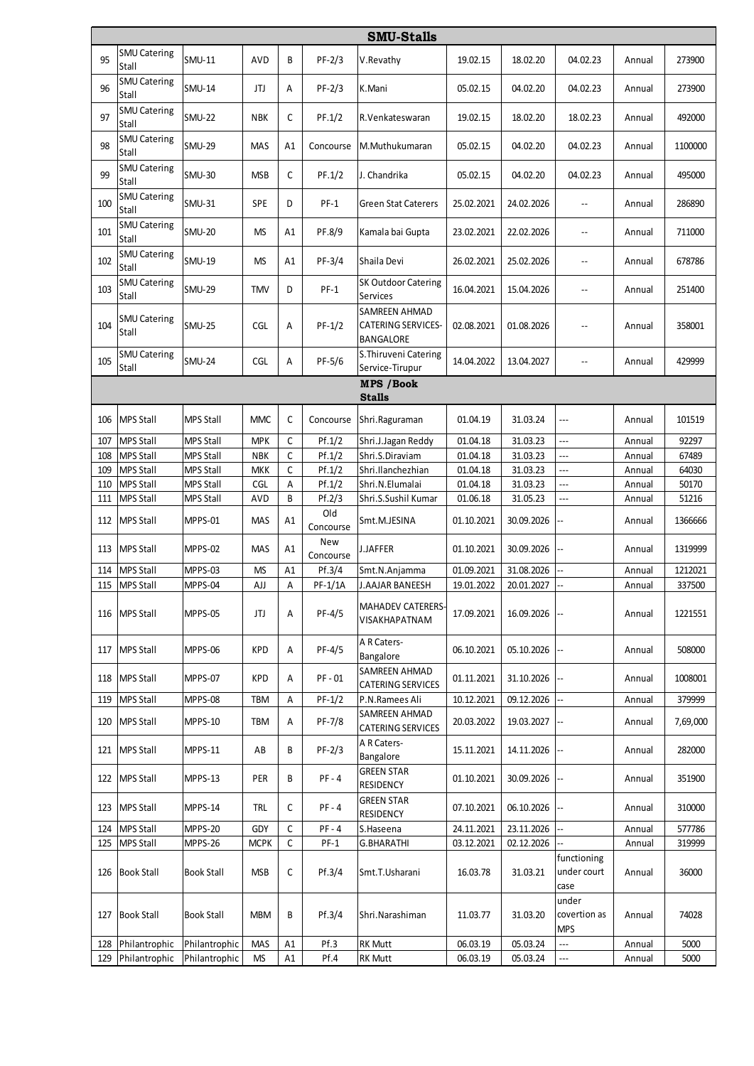| | | | | | | | | | | |
|---|---|---|---|---|---|---|---|---|---|---|
| **SMU-Stalls** | | | | | | | | | | |
| 95 | SMU Catering Stall | SMU-11 | AVD | B | PF-2/3 | V.Revathy | 19.02.15 | 18.02.20 | 04.02.23 | Annual | 273900 |
| 96 | SMU Catering Stall | SMU-14 | JTJ | A | PF-2/3 | K.Mani | 05.02.15 | 04.02.20 | 04.02.23 | Annual | 273900 |
| 97 | SMU Catering Stall | SMU-22 | NBK | C | PF.1/2 | R.Venkateswaran | 19.02.15 | 18.02.20 | 18.02.23 | Annual | 492000 |
| 98 | SMU Catering Stall | SMU-29 | MAS | A1 | Concourse | M.Muthukumaran | 05.02.15 | 04.02.20 | 04.02.23 | Annual | 1100000 |
| 99 | SMU Catering Stall | SMU-30 | MSB | C | PF.1/2 | J. Chandrika | 05.02.15 | 04.02.20 | 04.02.23 | Annual | 495000 |
| 100 | SMU Catering Stall | SMU-31 | SPE | D | PF-1 | Green Stat Caterers | 25.02.2021 | 24.02.2026 | -- | Annual | 286890 |
| 101 | SMU Catering Stall | SMU-20 | MS | A1 | PF.8/9 | Kamala bai Gupta | 23.02.2021 | 22.02.2026 | -- | Annual | 711000 |
| 102 | SMU Catering Stall | SMU-19 | MS | A1 | PF-3/4 | Shaila Devi | 26.02.2021 | 25.02.2026 | -- | Annual | 678786 |
| 103 | SMU Catering Stall | SMU-29 | TMV | D | PF-1 | SK Outdoor Catering Services | 16.04.2021 | 15.04.2026 | -- | Annual | 251400 |
| 104 | SMU Catering Stall | SMU-25 | CGL | A | PF-1/2 | SAMREEN AHMAD CATERING SERVICES-BANGALORE | 02.08.2021 | 01.08.2026 | -- | Annual | 358001 |
| 105 | SMU Catering Stall | SMU-24 | CGL | A | PF-5/6 | S.Thiruveni Catering Service-Tirupur | 14.04.2022 | 13.04.2027 | -- | Annual | 429999 |
| **MPS /Book Stalls** | | | | | | | | | | | |
| 106 | MPS Stall | MPS Stall | MMC | C | Concourse | Shri.Raguraman | 01.04.19 | 31.03.24 | --- | Annual | 101519 |
| 107 | MPS Stall | MPS Stall | MPK | C | Pf.1/2 | Shri.J.Jagan Reddy | 01.04.18 | 31.03.23 | --- | Annual | 92297 |
| 108 | MPS Stall | MPS Stall | NBK | C | Pf.1/2 | Shri.S.Diraviam | 01.04.18 | 31.03.23 | --- | Annual | 67489 |
| 109 | MPS Stall | MPS Stall | MKK | C | Pf.1/2 | Shri.Ilanchezhian | 01.04.18 | 31.03.23 | --- | Annual | 64030 |
| 110 | MPS Stall | MPS Stall | CGL | A | Pf.1/2 | Shri.N.Elumalai | 01.04.18 | 31.03.23 | --- | Annual | 50170 |
| 111 | MPS Stall | MPS Stall | AVD | B | Pf.2/3 | Shri.S.Sushil Kumar | 01.06.18 | 31.05.23 | --- | Annual | 51216 |
| 112 | MPS Stall | MPPS-01 | MAS | A1 | Old Concourse | Smt.M.JESINA | 01.10.2021 | 30.09.2026 | -- | Annual | 1366666 |
| 113 | MPS Stall | MPPS-02 | MAS | A1 | New Concourse | J.JAFFER | 01.10.2021 | 30.09.2026 | -- | Annual | 1319999 |
| 114 | MPS Stall | MPPS-03 | MS | A1 | Pf.3/4 | Smt.N.Anjamma | 01.09.2021 | 31.08.2026 | -- | Annual | 1212021 |
| 115 | MPS Stall | MPPS-04 | AJJ | A | PF-1/1A | J.AAJAR BANEESH | 19.01.2022 | 20.01.2027 | -- | Annual | 337500 |
| 116 | MPS Stall | MPPS-05 | JTJ | A | PF-4/5 | MAHADEV CATERERS-VISAKHAPATNAM | 17.09.2021 | 16.09.2026 | -- | Annual | 1221551 |
| 117 | MPS Stall | MPPS-06 | KPD | A | PF-4/5 | A R Caters-Bangalore | 06.10.2021 | 05.10.2026 | -- | Annual | 508000 |
| 118 | MPS Stall | MPPS-07 | KPD | A | PF - 01 | SAMREEN AHMAD CATERING SERVICES | 01.11.2021 | 31.10.2026 | -- | Annual | 1008001 |
| 119 | MPS Stall | MPPS-08 | TBM | A | PF-1/2 | P.N.Ramees Ali | 10.12.2021 | 09.12.2026 | -- | Annual | 379999 |
| 120 | MPS Stall | MPPS-10 | TBM | A | PF-7/8 | SAMREEN AHMAD CATERING SERVICES | 20.03.2022 | 19.03.2027 | -- | Annual | 7,69,000 |
| 121 | MPS Stall | MPPS-11 | AB | B | PF-2/3 | A R Caters-Bangalore | 15.11.2021 | 14.11.2026 | -- | Annual | 282000 |
| 122 | MPS Stall | MPPS-13 | PER | B | PF - 4 | GREEN STAR RESIDENCY | 01.10.2021 | 30.09.2026 | -- | Annual | 351900 |
| 123 | MPS Stall | MPPS-14 | TRL | C | PF - 4 | GREEN STAR RESIDENCY | 07.10.2021 | 06.10.2026 | -- | Annual | 310000 |
| 124 | MPS Stall | MPPS-20 | GDY | C | PF - 4 | S.Haseena | 24.11.2021 | 23.11.2026 | -- | Annual | 577786 |
| 125 | MPS Stall | MPPS-26 | MCPK | C | PF-1 | G.BHARATHI | 03.12.2021 | 02.12.2026 | -- | Annual | 319999 |
| 126 | Book Stall | Book Stall | MSB | C | Pf.3/4 | Smt.T.Usharani | 16.03.78 | 31.03.21 | functioning under court case | Annual | 36000 |
| 127 | Book Stall | Book Stall | MBM | B | Pf.3/4 | Shri.Narashiman | 11.03.77 | 31.03.20 | under covertion as MPS | Annual | 74028 |
| 128 | Philantrophic | Philantrophic | MAS | A1 | Pf.3 | RK Mutt | 06.03.19 | 05.03.24 | --- | Annual | 5000 |
| 129 | Philantrophic | Philantrophic | MS | A1 | Pf.4 | RK Mutt | 06.03.19 | 05.03.24 | --- | Annual | 5000 |